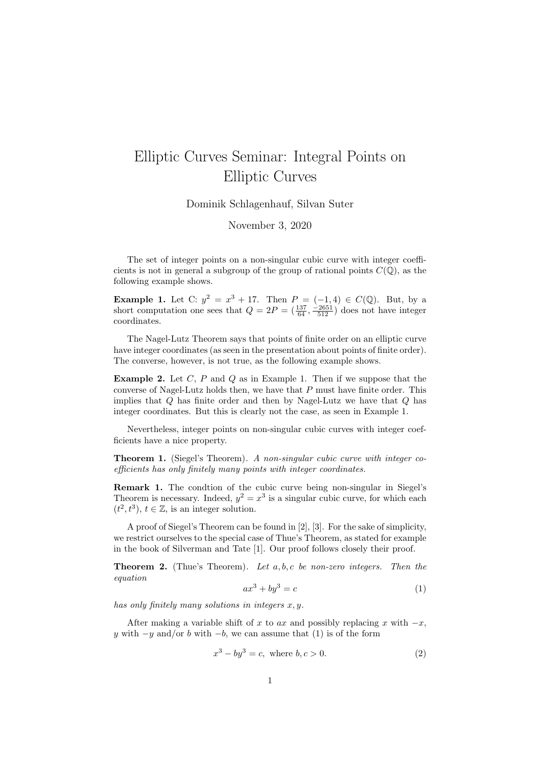# Elliptic Curves Seminar: Integral Points on Elliptic Curves

Dominik Schlagenhauf, Silvan Suter

November 3, 2020

The set of integer points on a non-singular cubic curve with integer coefficients is not in general a subgroup of the group of rational points $C(\mathbb{Q})$, as the following example shows.

**Example 1.** Let C: $y^2 = x^3 + 17$. Then $P = (-1, 4) \in C(\mathbb{Q})$. But, by a short computation one sees that $Q = 2P = (\frac{137}{64}, \frac{-2651}{512})$ does not have integer coordinates.

The Nagel-Lutz Theorem says that points of finite order on an elliptic curve have integer coordinates (as seen in the presentation about points of finite order). The converse, however, is not true, as the following example shows.

**Example 2.** Let $C$, $P$ and $Q$ as in Example 1. Then if we suppose that the converse of Nagel-Lutz holds then, we have that $P$ must have finite order. This implies that $Q$ has finite order and then by Nagel-Lutz we have that $Q$ has integer coordinates. But this is clearly not the case, as seen in Example 1.

Nevertheless, integer points on non-singular cubic curves with integer coefficients have a nice property.

**Theorem 1.** (Siegel's Theorem). *A non-singular cubic curve with integer coefficients has only finitely many points with integer coordinates.*

**Remark 1.** The condtion of the cubic curve being non-singular in Siegel's Theorem is necessary. Indeed, $y^2 = x^3$ is a singular cubic curve, for which each $(t^2, t^3)$, $t \in \mathbb{Z}$, is an integer solution.

A proof of Siegel's Theorem can be found in [2], [3]. For the sake of simplicity, we restrict ourselves to the special case of Thue's Theorem, as stated for example in the book of Silverman and Tate [1]. Our proof follows closely their proof.

**Theorem 2.** (Thue's Theorem). *Let $a, b, c$ be non-zero integers. Then the equation*

$$ax^3 + by^3 = c \tag{1}$$

*has only finitely many solutions in integers $x, y$.*

After making a variable shift of $x$ to $ax$ and possibly replacing $x$ with $-x$, $y$ with $-y$ and/or $b$ with $-b$, we can assume that (1) is of the form

$$x^3 - by^3 = c, \text{ where } b, c > 0. \tag{2}$$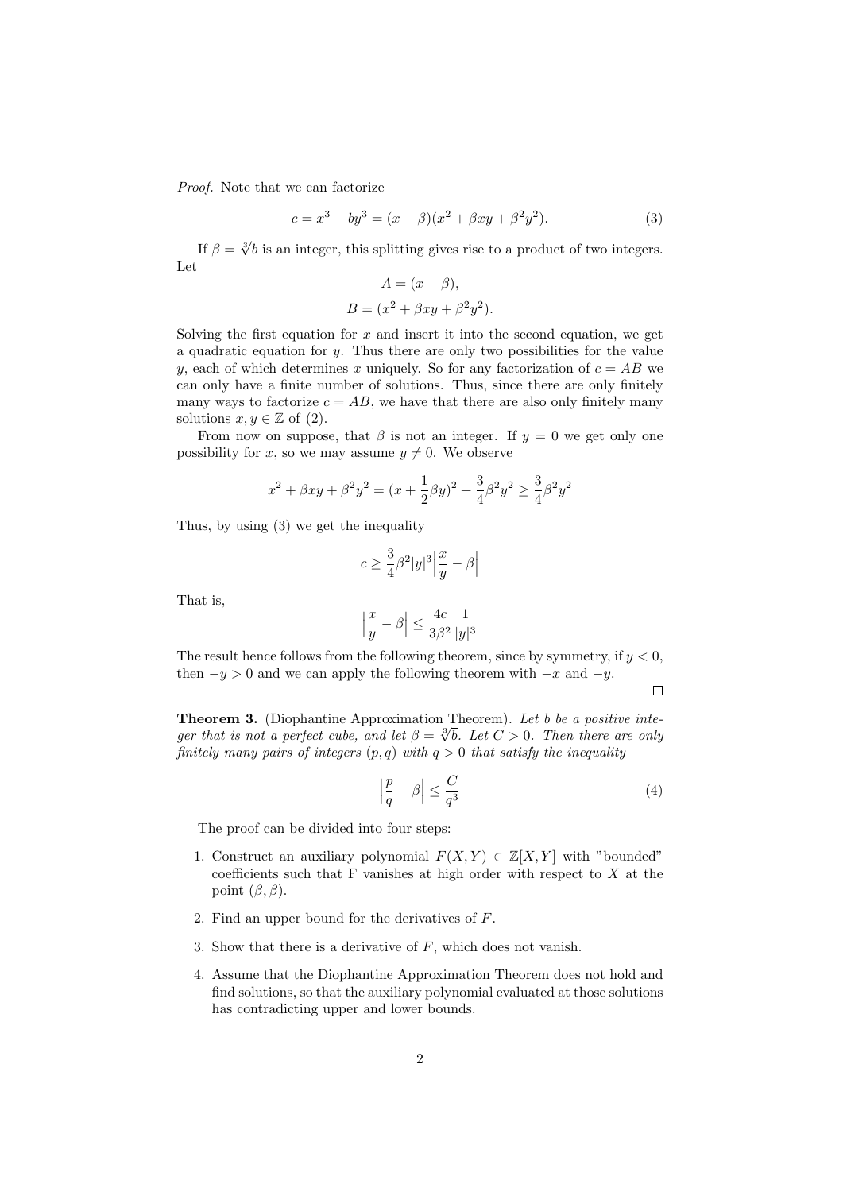*Proof.* Note that we can factorize

$$c = x^3 - by^3 = (x - \beta)(x^2 + \beta xy + \beta^2 y^2). \tag{3}$$

If $\beta = \sqrt[3]{b}$ is an integer, this splitting gives rise to a product of two integers. Let

$$A = (x - \beta),$$
$$B = (x^2 + \beta xy + \beta^2 y^2).$$

Solving the first equation for $x$ and insert it into the second equation, we get a quadratic equation for $y$. Thus there are only two possibilities for the value $y$, each of which determines $x$ uniquely. So for any factorization of $c = AB$ we can only have a finite number of solutions. Thus, since there are only finitely many ways to factorize $c = AB$, we have that there are also only finitely many solutions $x, y \in \mathbb{Z}$ of (2).

From now on suppose, that $\beta$ is not an integer. If $y = 0$ we get only one possibility for $x$, so we may assume $y \neq 0$. We observe

$$x^2 + \beta xy + \beta^2 y^2 = (x + \frac{1}{2}\beta y)^2 + \frac{3}{4}\beta^2 y^2 \geq \frac{3}{4}\beta^2 y^2$$

Thus, by using (3) we get the inequality

$$c \geq \frac{3}{4}\beta^2 |y|^3 \Big| \frac{x}{y} - \beta \Big|$$

That is,

$$\Big| \frac{x}{y} - \beta \Big| \leq \frac{4c}{3\beta^2} \frac{1}{|y|^3}$$

The result hence follows from the following theorem, since by symmetry, if $y < 0$, then $-y > 0$ and we can apply the following theorem with $-x$ and $-y$.

$\square$

**Theorem 3.** (Diophantine Approximation Theorem). *Let $b$ be a positive integer that is not a perfect cube, and let $\beta = \sqrt[3]{b}$. Let $C > 0$. Then there are only finitely many pairs of integers $(p, q)$ with $q > 0$ that satisfy the inequality*

$$\Big| \frac{p}{q} - \beta \Big| \leq \frac{C}{q^3} \tag{4}$$

The proof can be divided into four steps:

1. Construct an auxiliary polynomial $F(X, Y) \in \mathbb{Z}[X, Y]$ with "bounded" coefficients such that F vanishes at high order with respect to $X$ at the point $(\beta, \beta)$.
2. Find an upper bound for the derivatives of $F$.
3. Show that there is a derivative of $F$, which does not vanish.
4. Assume that the Diophantine Approximation Theorem does not hold and find solutions, so that the auxiliary polynomial evaluated at those solutions has contradicting upper and lower bounds.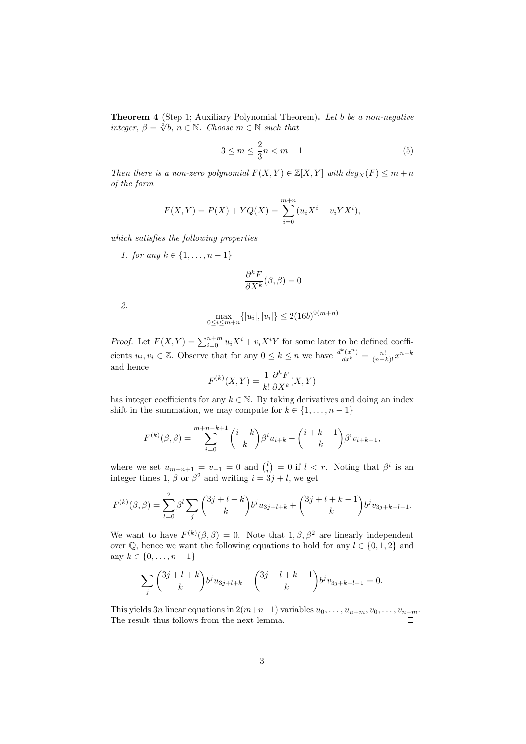**Theorem 4** (Step 1; Auxiliary Polynomial Theorem)**.** *Let $b$ be a non-negative integer, $\beta = \sqrt[3]{b}$, $n \in \mathbb{N}$. Choose $m \in \mathbb{N}$ such that*

$$3 \leq m \leq \frac{2}{3}n < m+1 \tag{5}$$

*Then there is a non-zero polynomial $F(X,Y) \in \mathbb{Z}[X,Y]$ with $deg_X(F) \leq m+n$ of the form*

$$F(X,Y) = P(X) + YQ(X) = \sum_{i=0}^{m+n} (u_i X^i + v_i Y X^i),$$

*which satisfies the following properties*

1. *for any $k \in \{1, \ldots, n-1\}$*

$$\frac{\partial^k F}{\partial X^k}(\beta, \beta) = 0$$

2. 
$$\max_{0 \leq i \leq m+n} \{|u_i|, |v_i|\} \leq 2(16b)^{9(m+n)}$$

*Proof.* Let $F(X,Y) = \sum_{i=0}^{n+m} u_i X^i + v_i X^i Y$ for some later to be defined coefficients $u_i, v_i \in \mathbb{Z}$. Observe that for any $0 \leq k \leq n$ we have $\frac{d^k(x^n)}{dx^k} = \frac{n!}{(n-k)!}x^{n-k}$ and hence

$$F^{(k)}(X,Y) = \frac{1}{k!}\frac{\partial^k F}{\partial X^k}(X,Y)$$

has integer coefficients for any $k \in \mathbb{N}$. By taking derivatives and doing an index shift in the summation, we may compute for $k \in \{1, \ldots, n-1\}$

$$F^{(k)}(\beta,\beta) = \sum_{i=0}^{m+n-k+1} \binom{i+k}{k}\beta^i u_{i+k} + \binom{i+k-1}{k}\beta^i v_{i+k-1},$$

where we set $u_{m+n+1} = v_{-1} = 0$ and $\binom{l}{r} = 0$ if $l < r$. Noting that $\beta^i$ is an integer times $1$, $\beta$ or $\beta^2$ and writing $i = 3j + l$, we get

$$F^{(k)}(\beta,\beta) = \sum_{l=0}^{2} \beta^l \sum_j \binom{3j+l+k}{k} b^j u_{3j+l+k} + \binom{3j+l+k-1}{k} b^j v_{3j+k+l-1}.$$

We want to have $F^{(k)}(\beta,\beta) = 0$. Note that $1, \beta, \beta^2$ are linearly independent over $\mathbb{Q}$, hence we want the following equations to hold for any $l \in \{0,1,2\}$ and any $k \in \{0, \ldots, n-1\}$

$$\sum_j \binom{3j+l+k}{k} b^j u_{3j+l+k} + \binom{3j+l+k-1}{k} b^j v_{3j+k+l-1} = 0.$$

This yields $3n$ linear equations in $2(m+n+1)$ variables $u_0, \ldots, u_{n+m}, v_0, \ldots, v_{n+m}$. The result thus follows from the next lemma. $\square$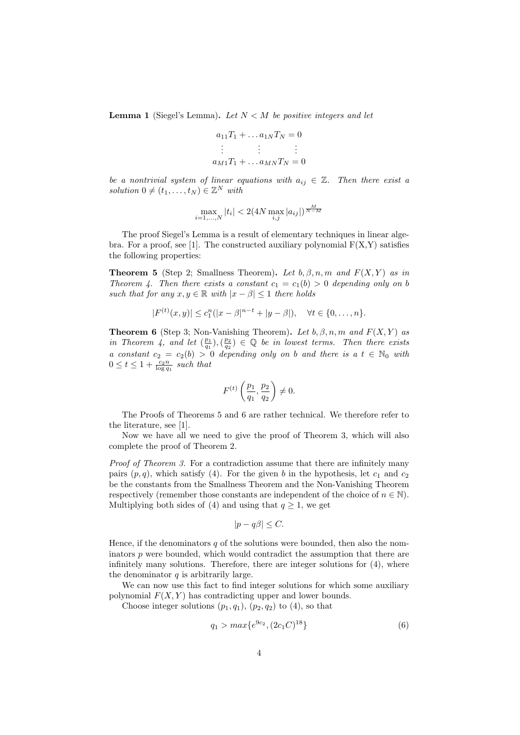**Lemma 1** (Siegel's Lemma). *Let $N < M$ be positive integers and let*

$$\begin{aligned} a_{11}T_1 + \ldots a_{1N}T_N &= 0 \\ \vdots \qquad\quad \vdots \qquad &\vdots \\ a_{M1}T_1 + \ldots a_{MN}T_N &= 0 \end{aligned}$$

*be a nontrivial system of linear equations with $a_{ij} \in \mathbb{Z}$. Then there exist a solution $0 \neq (t_1, \ldots, t_N) \in \mathbb{Z}^N$ with*

$$\max_{i=1,\ldots,N} |t_i| < 2(4N \max_{i,j} |a_{ij}|)^{\frac{M}{N-M}}$$

The proof Siegel's Lemma is a result of elementary techniques in linear algebra. For a proof, see [1]. The constructed auxiliary polynomial F(X,Y) satisfies the following properties:

**Theorem 5** (Step 2; Smallness Theorem). *Let $b, \beta, n, m$ and $F(X,Y)$ as in Theorem 4. Then there exists a constant $c_1 = c_1(b) > 0$ depending only on $b$ such that for any $x, y \in \mathbb{R}$ with $|x - \beta| \leq 1$ there holds*

$$|F^{(t)}(x,y)| \leq c_1^n(|x-\beta|^{n-t} + |y-\beta|), \quad \forall t \in \{0, \ldots, n\}.$$

**Theorem 6** (Step 3; Non-Vanishing Theorem). *Let $b, \beta, n, m$ and $F(X,Y)$ as in Theorem 4, and let $(\frac{p_1}{q_1}), (\frac{p_2}{q_2}) \in \mathbb{Q}$ be in lowest terms. Then there exists a constant $c_2 = c_2(b) > 0$ depending only on $b$ and there is a $t \in \mathbb{N}_0$ with $0 \leq t \leq 1 + \frac{c_2 n}{\log q_1}$ such that*

$$F^{(t)}\left(\frac{p_1}{q_1}, \frac{p_2}{q_2}\right) \neq 0.$$

The Proofs of Theorems 5 and 6 are rather technical. We therefore refer to the literature, see [1].

Now we have all we need to give the proof of Theorem 3, which will also complete the proof of Theorem 2.

*Proof of Theorem 3.* For a contradiction assume that there are infinitely many pairs $(p, q)$, which satisfy (4). For the given $b$ in the hypothesis, let $c_1$ and $c_2$ be the constants from the Smallness Theorem and the Non-Vanishing Theorem respectively (remember those constants are independent of the choice of $n \in \mathbb{N}$). Multiplying both sides of (4) and using that $q \geq 1$, we get

$$|p - q\beta| \leq C.$$

Hence, if the denominators $q$ of the solutions were bounded, then also the nominators $p$ were bounded, which would contradict the assumption that there are infinitely many solutions. Therefore, there are integer solutions for (4), where the denominator $q$ is arbitrarily large.

We can now use this fact to find integer solutions for which some auxiliary polynomial $F(X,Y)$ has contradicting upper and lower bounds.

Choose integer solutions $(p_1, q_1)$, $(p_2, q_2)$ to (4), so that

$$q_1 > max\{e^{9c_2}, (2c_1 C)^{18}\} \tag{6}$$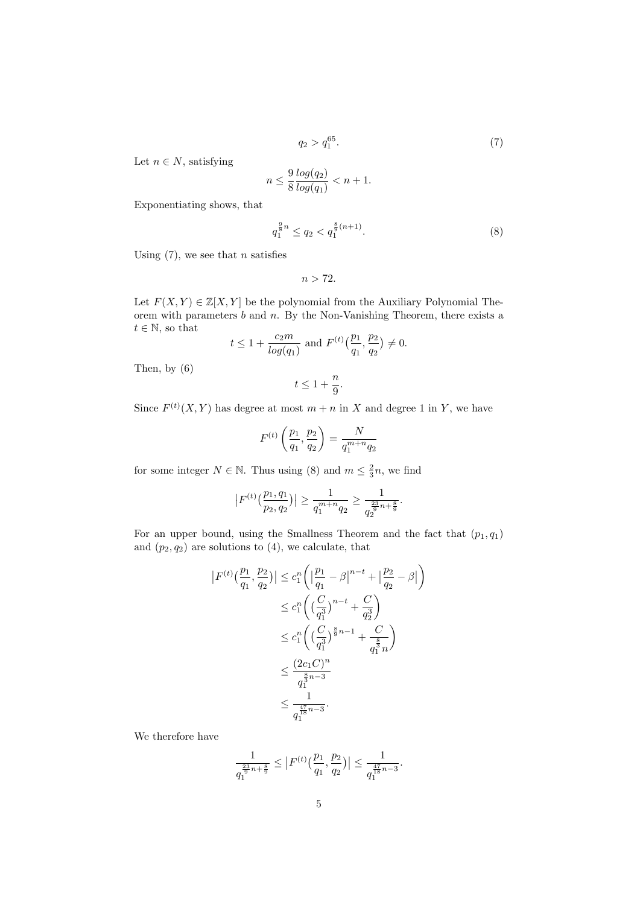$$q_2 > q_1^{65}. \tag{7}$$

Let $n \in N$, satisfying

$$n \leq \frac{9}{8} \frac{log(q_2)}{log(q_1)} < n + 1.$$

Exponentiating shows, that

$$q_1^{\frac{9}{8}n} \leq q_2 < q_1^{\frac{8}{9}(n+1)}. \tag{8}$$

Using (7), we see that $n$ satisfies

$$n > 72.$$

Let $F(X,Y) \in \mathbb{Z}[X,Y]$ be the polynomial from the Auxiliary Polynomial Theorem with parameters $b$ and $n$. By the Non-Vanishing Theorem, there exists a $t \in \mathbb{N}$, so that

$$t \leq 1 + \frac{c_2 m}{log(q_1)} \text{ and } F^{(t)}(\frac{p_1}{q_1}, \frac{p_2}{q_2}) \neq 0.$$

Then, by (6)

$$t \leq 1 + \frac{n}{9}.$$

Since $F^{(t)}(X,Y)$ has degree at most $m+n$ in $X$ and degree 1 in $Y$, we have

$$F^{(t)}\left(\frac{p_1}{q_1}, \frac{p_2}{q_2}\right) = \frac{N}{q_1^{m+n} q_2}$$

for some integer $N \in \mathbb{N}$. Thus using (8) and $m \leq \frac{2}{3}n$, we find

$$\left|F^{(t)}(\frac{p_1, q_1}{p_2, q_2})\right| \geq \frac{1}{q_1^{m+n} q_2} \geq \frac{1}{q_2^{\frac{23}{9}n + \frac{8}{9}}}.$$

For an upper bound, using the Smallness Theorem and the fact that $(p_1, q_1)$ and $(p_2, q_2)$ are solutions to (4), we calculate, that

$$\begin{aligned}
\left|F^{(t)}(\frac{p_1}{q_1}, \frac{p_2}{q_2})\right| &\leq c_1^n \left( \left|\frac{p_1}{q_1} - \beta\right|^{n-t} + \left|\frac{p_2}{q_2} - \beta\right| \right) \\
&\leq c_1^n \left( \left(\frac{C}{q_1^3}\right)^{n-t} + \frac{C}{q_2^3} \right) \\
&\leq c_1^n \left( \left(\frac{C}{q_1^3}\right)^{\frac{8}{9}n - 1} + \frac{C}{q_1^{\frac{8}{3}} n} \right) \\
&\leq \frac{(2c_1 C)^n}{q_1^{\frac{8}{3}n - 3}} \\
&\leq \frac{1}{q_1^{\frac{47}{18}n - 3}}.
\end{aligned}$$

We therefore have

$$\frac{1}{q_1^{\frac{23}{9}n + \frac{8}{9}}} \leq \left|F^{(t)}(\frac{p_1}{q_1}, \frac{p_2}{q_2})\right| \leq \frac{1}{q_1^{\frac{47}{18}n - 3}}.$$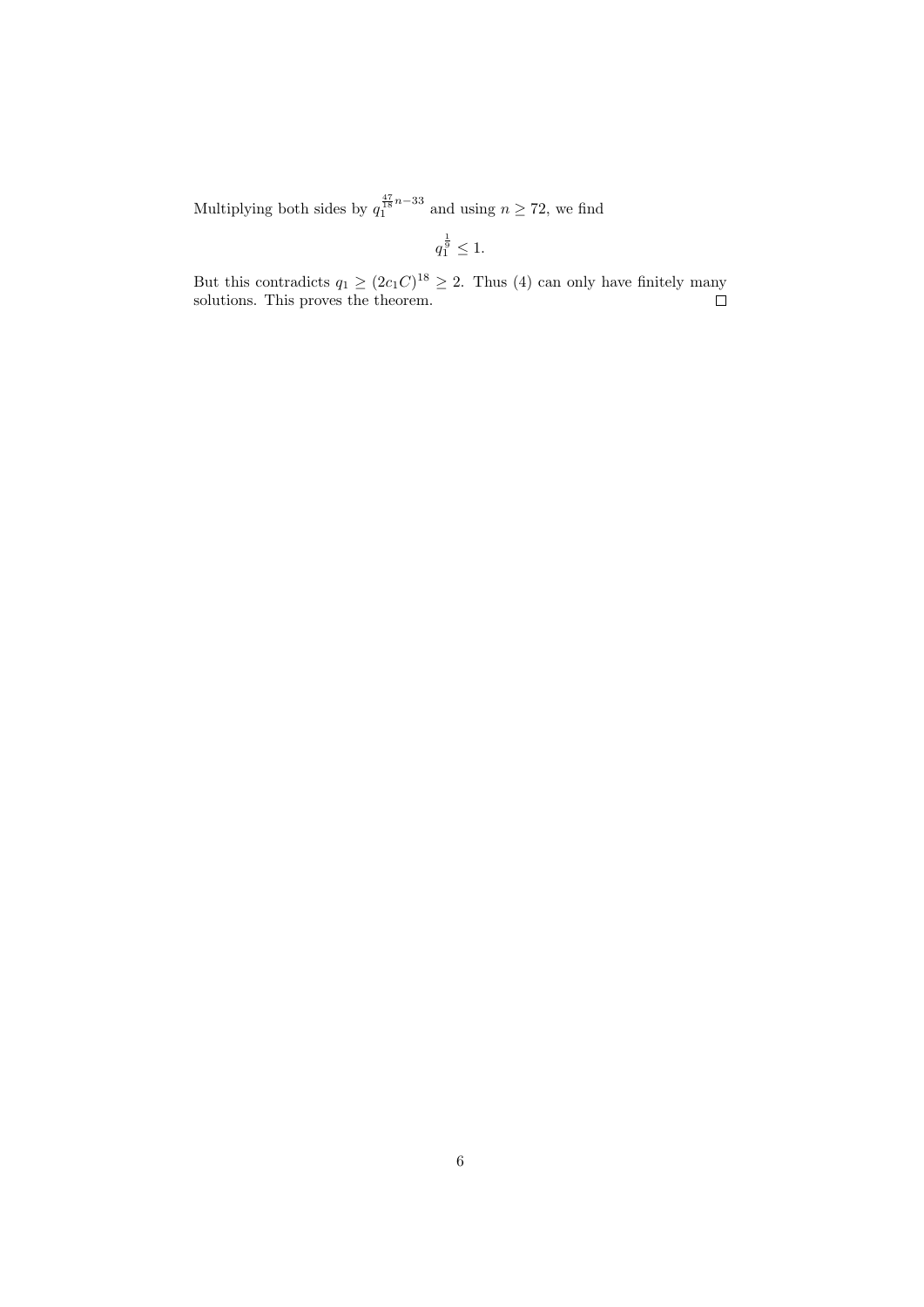Multiplying both sides by $q_1^{\frac{47}{18}n-33}$ and using $n \geq 72$, we find

$$q_1^{\frac{1}{9}} \leq 1.$$

But this contradicts $q_1 \geq (2c_1C)^{18} \geq 2$. Thus (4) can only have finitely many solutions. This proves the theorem. $\square$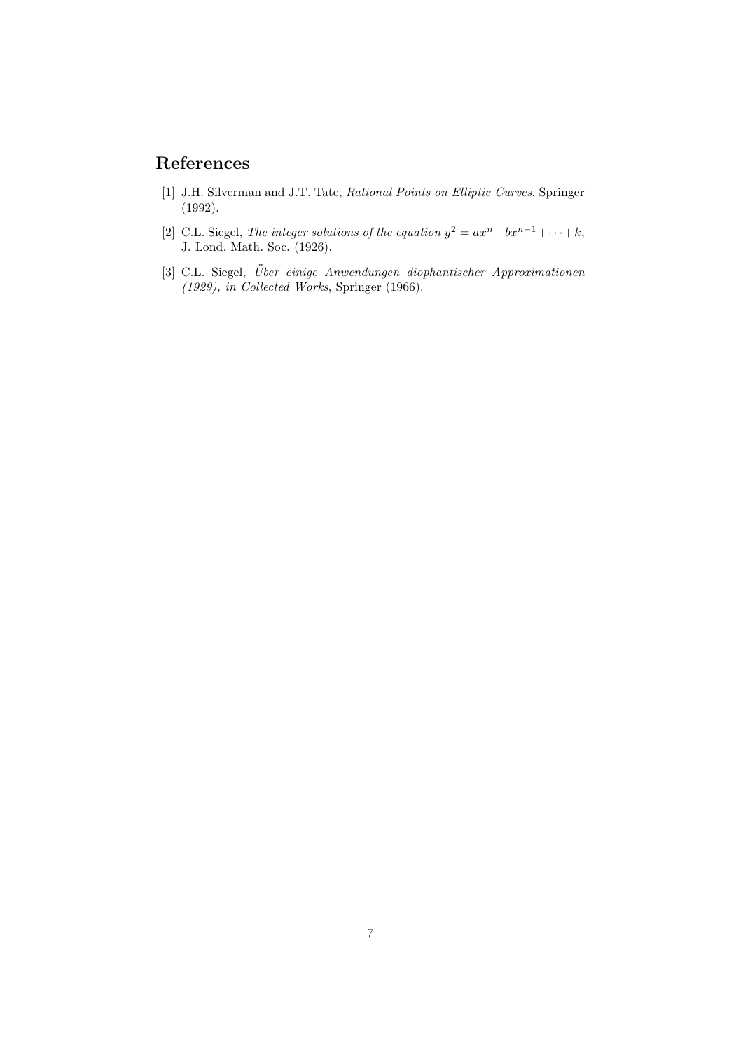## References

[1] J.H. Silverman and J.T. Tate, *Rational Points on Elliptic Curves*, Springer (1992).

[2] C.L. Siegel, *The integer solutions of the equation* $y^2 = ax^n + bx^{n-1} + \cdots + k$, J. Lond. Math. Soc. (1926).

[3] C.L. Siegel, *Über einige Anwendungen diophantischer Approximationen (1929), in Collected Works*, Springer (1966).